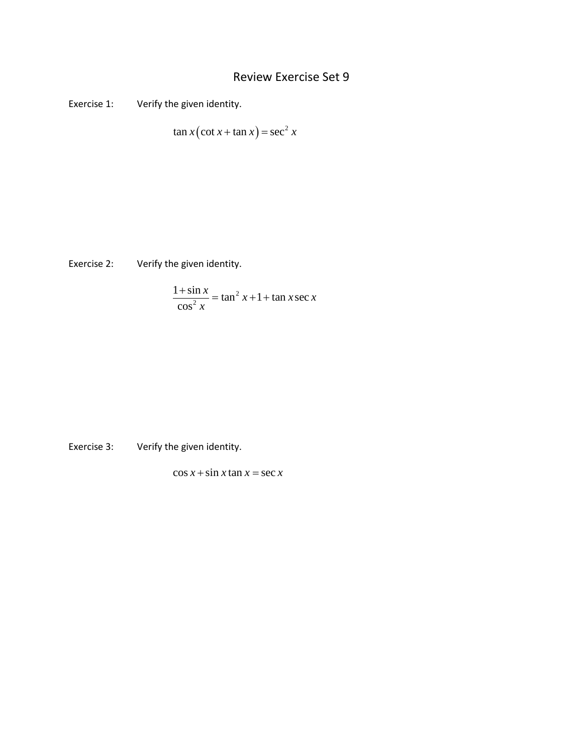# Review Exercise Set 9

Exercise 1: Verify the given identity.

$$\tan x\left(\cot x + \tan x\right) = \sec^2 x$$

Exercise 2: Verify the given identity.

$$\frac{1+\sin x}{\cos^2 x} = \tan^2 x + 1 + \tan x \sec x$$

Exercise 3: Verify the given identity.

$$\cos x + \sin x \tan x = \sec x$$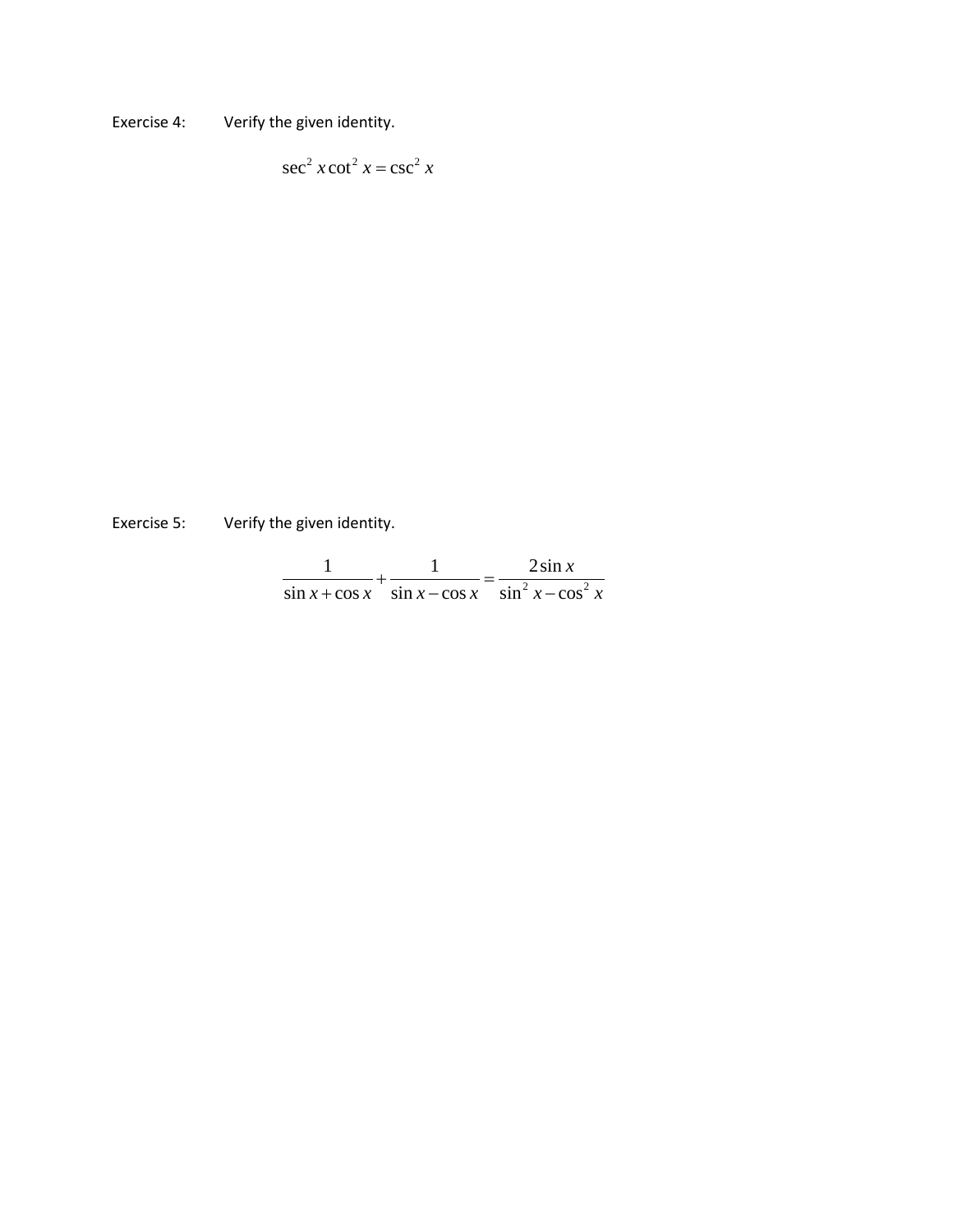Exercise 4: Verify the given identity.

$$\sec^2 x \cot^2 x = \csc^2 x$$

Exercise 5: Verify the given identity.

$$\frac{1}{\sin x + \cos x} + \frac{1}{\sin x - \cos x} = \frac{2\sin x}{\sin^2 x - \cos^2 x}$$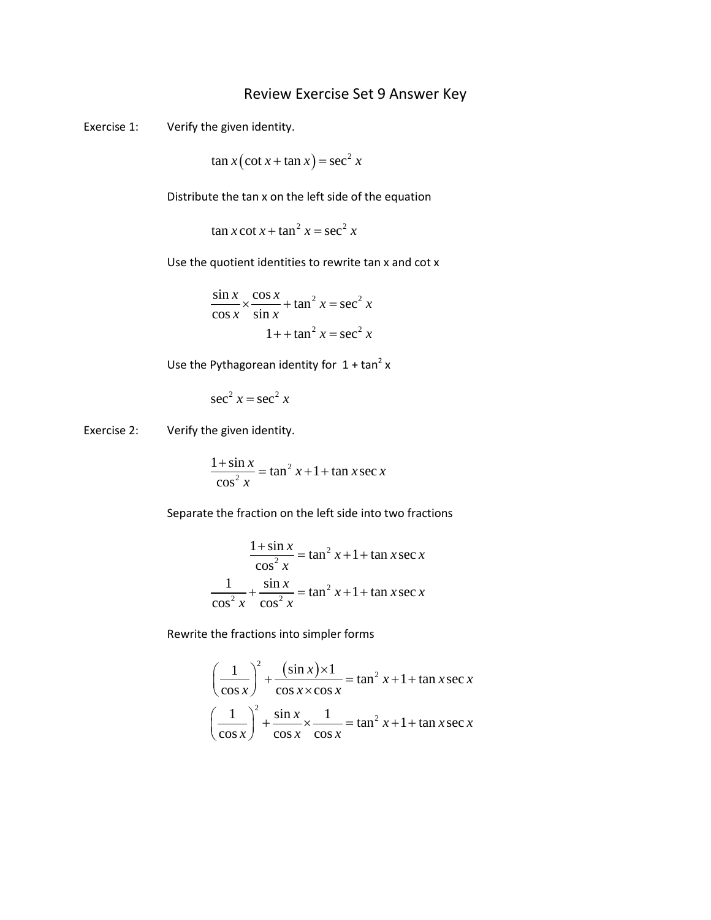# Review Exercise Set 9 Answer Key

Exercise 1: Verify the given identity.

$$\tan x\left(\cot x+\tan x\right)=\sec^2 x$$

Distribute the tan x on the left side of the equation

$$\tan x\cot x+\tan^2 x=\sec^2 x$$

Use the quotient identities to rewrite tan x and cot x

$$\frac{\sin x}{\cos x}\times\frac{\cos x}{\sin x}+\tan^2 x=\sec^2 x$$

$$1++\tan^2 x=\sec^2 x$$

Use the Pythagorean identity for $1 + \tan^2 x$

$$\sec^2 x=\sec^2 x$$

Exercise 2: Verify the given identity.

$$\frac{1+\sin x}{\cos^2 x}=\tan^2 x+1+\tan x\sec x$$

Separate the fraction on the left side into two fractions

$$\frac{1+\sin x}{\cos^2 x}=\tan^2 x+1+\tan x\sec x$$

$$\frac{1}{\cos^2 x}+\frac{\sin x}{\cos^2 x}=\tan^2 x+1+\tan x\sec x$$

Rewrite the fractions into simpler forms

$$\left(\frac{1}{\cos x}\right)^2+\frac{\left(\sin x\right)\times 1}{\cos x\times\cos x}=\tan^2 x+1+\tan x\sec x$$

$$\left(\frac{1}{\cos x}\right)^2+\frac{\sin x}{\cos x}\times\frac{1}{\cos x}=\tan^2 x+1+\tan x\sec x$$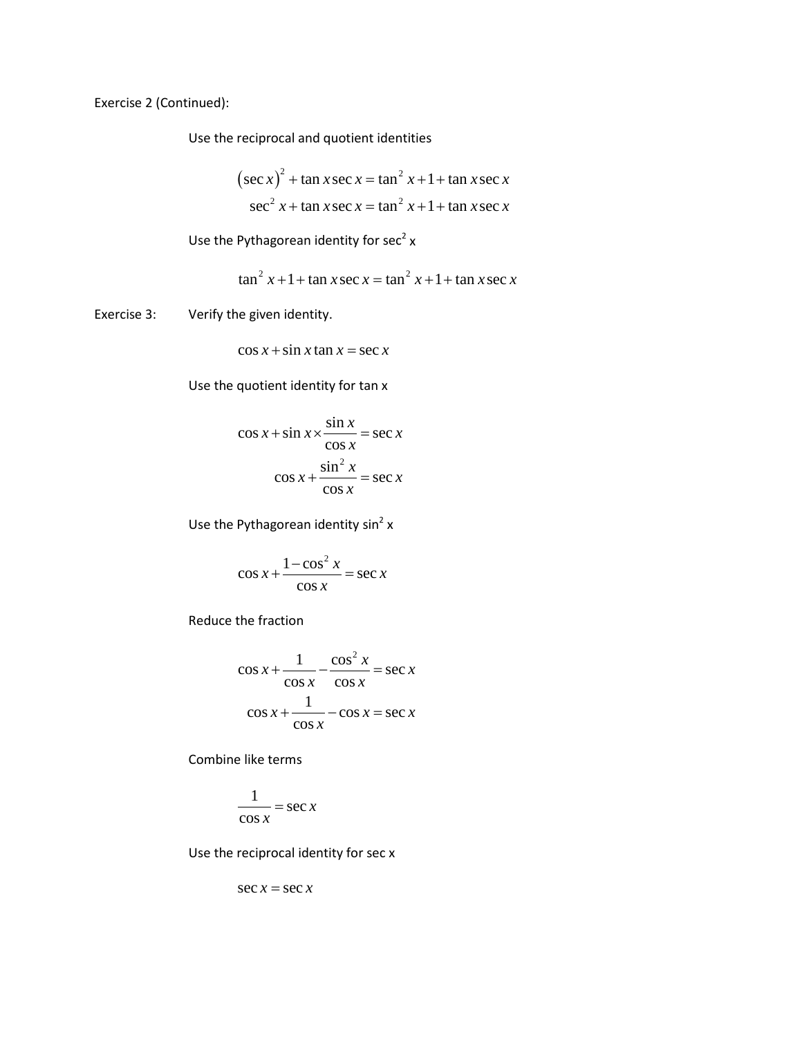Exercise 2 (Continued):

Use the reciprocal and quotient identities

$$(\sec x)^2 + \tan x \sec x = \tan^2 x + 1 + \tan x \sec x$$
$$\sec^2 x + \tan x \sec x = \tan^2 x + 1 + \tan x \sec x$$

Use the Pythagorean identity for $\sec^2$ x

$$\tan^2 x + 1 + \tan x \sec x = \tan^2 x + 1 + \tan x \sec x$$

Exercise 3: Verify the given identity.

$$\cos x + \sin x \tan x = \sec x$$

Use the quotient identity for tan x

$$\cos x + \sin x \times \frac{\sin x}{\cos x} = \sec x$$
$$\cos x + \frac{\sin^2 x}{\cos x} = \sec x$$

Use the Pythagorean identity $\sin^2$ x

$$\cos x + \frac{1 - \cos^2 x}{\cos x} = \sec x$$

Reduce the fraction

$$\cos x + \frac{1}{\cos x} - \frac{\cos^2 x}{\cos x} = \sec x$$
$$\cos x + \frac{1}{\cos x} - \cos x = \sec x$$

Combine like terms

$$\frac{1}{\cos x} = \sec x$$

Use the reciprocal identity for sec x

$$\sec x = \sec x$$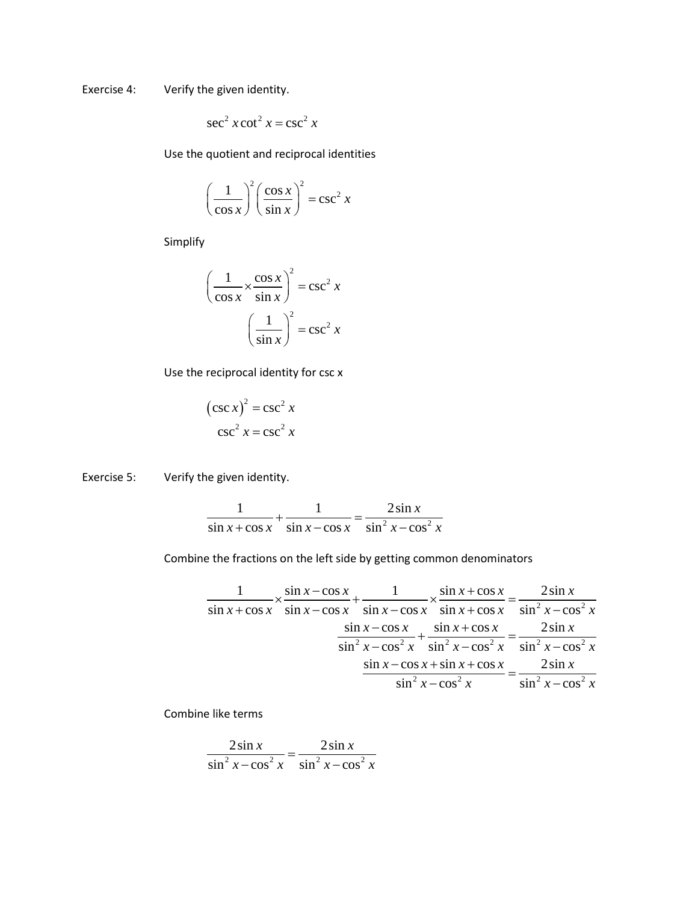Exercise 4: Verify the given identity.

$$\sec^2 x \cot^2 x = \csc^2 x$$

Use the quotient and reciprocal identities

$$\left(\frac{1}{\cos x}\right)^2 \left(\frac{\cos x}{\sin x}\right)^2 = \csc^2 x$$

Simplify

$$\left(\frac{1}{\cos x} \times \frac{\cos x}{\sin x}\right)^2 = \csc^2 x$$

$$\left(\frac{1}{\sin x}\right)^2 = \csc^2 x$$

Use the reciprocal identity for csc x

$$(\csc x)^2 = \csc^2 x$$

$$\csc^2 x = \csc^2 x$$

Exercise 5: Verify the given identity.

$$\frac{1}{\sin x + \cos x} + \frac{1}{\sin x - \cos x} = \frac{2\sin x}{\sin^2 x - \cos^2 x}$$

Combine the fractions on the left side by getting common denominators

$$\frac{1}{\sin x + \cos x} \times \frac{\sin x - \cos x}{\sin x - \cos x} + \frac{1}{\sin x - \cos x} \times \frac{\sin x + \cos x}{\sin x + \cos x} = \frac{2\sin x}{\sin^2 x - \cos^2 x}$$

$$\frac{\sin x - \cos x}{\sin^2 x - \cos^2 x} + \frac{\sin x + \cos x}{\sin^2 x - \cos^2 x} = \frac{2\sin x}{\sin^2 x - \cos^2 x}$$

$$\frac{\sin x - \cos x + \sin x + \cos x}{\sin^2 x - \cos^2 x} = \frac{2\sin x}{\sin^2 x - \cos^2 x}$$

Combine like terms

$$\frac{2\sin x}{\sin^2 x - \cos^2 x} = \frac{2\sin x}{\sin^2 x - \cos^2 x}$$